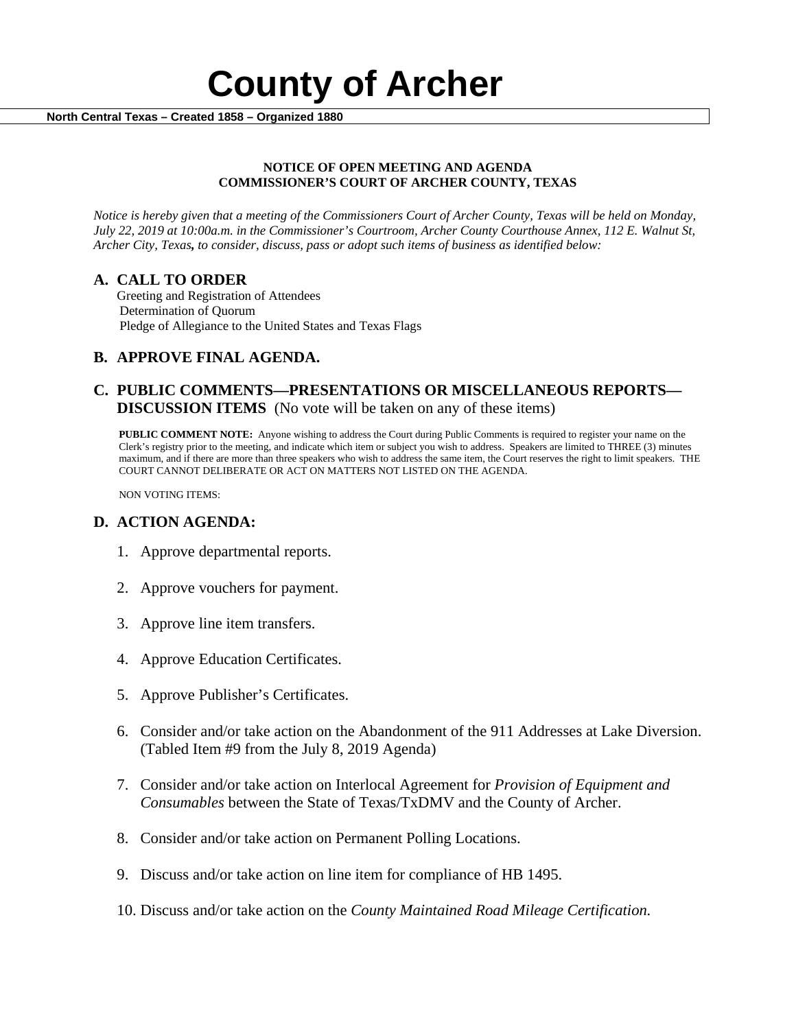# County of Archer

**North Central Texas – Created 1858 – Organized 1880**

**NOTICE OF OPEN MEETING AND AGENDA**
**COMMISSIONER'S COURT OF ARCHER COUNTY, TEXAS**

*Notice is hereby given that a meeting of the Commissioners Court of Archer County, Texas will be held on Monday, July 22, 2019 at 10:00a.m. in the Commissioner's Courtroom, Archer County Courthouse Annex, 112 E. Walnut St, Archer City, Texas, to consider, discuss, pass or adopt such items of business as identified below:*

## A. CALL TO ORDER

Greeting and Registration of Attendees
Determination of Quorum
Pledge of Allegiance to the United States and Texas Flags

## B. APPROVE FINAL AGENDA.

## C. PUBLIC COMMENTS—PRESENTATIONS OR MISCELLANEOUS REPORTS—DISCUSSION ITEMS (No vote will be taken on any of these items)

**PUBLIC COMMENT NOTE:** Anyone wishing to address the Court during Public Comments is required to register your name on the Clerk's registry prior to the meeting, and indicate which item or subject you wish to address. Speakers are limited to THREE (3) minutes maximum, and if there are more than three speakers who wish to address the same item, the Court reserves the right to limit speakers. THE COURT CANNOT DELIBERATE OR ACT ON MATTERS NOT LISTED ON THE AGENDA.

NON VOTING ITEMS:

## D. ACTION AGENDA:

1. Approve departmental reports.
2. Approve vouchers for payment.
3. Approve line item transfers.
4. Approve Education Certificates.
5. Approve Publisher's Certificates.
6. Consider and/or take action on the Abandonment of the 911 Addresses at Lake Diversion. (Tabled Item #9 from the July 8, 2019 Agenda)
7. Consider and/or take action on Interlocal Agreement for *Provision of Equipment and Consumables* between the State of Texas/TxDMV and the County of Archer.
8. Consider and/or take action on Permanent Polling Locations.
9. Discuss and/or take action on line item for compliance of HB 1495.
10. Discuss and/or take action on the *County Maintained Road Mileage Certification.*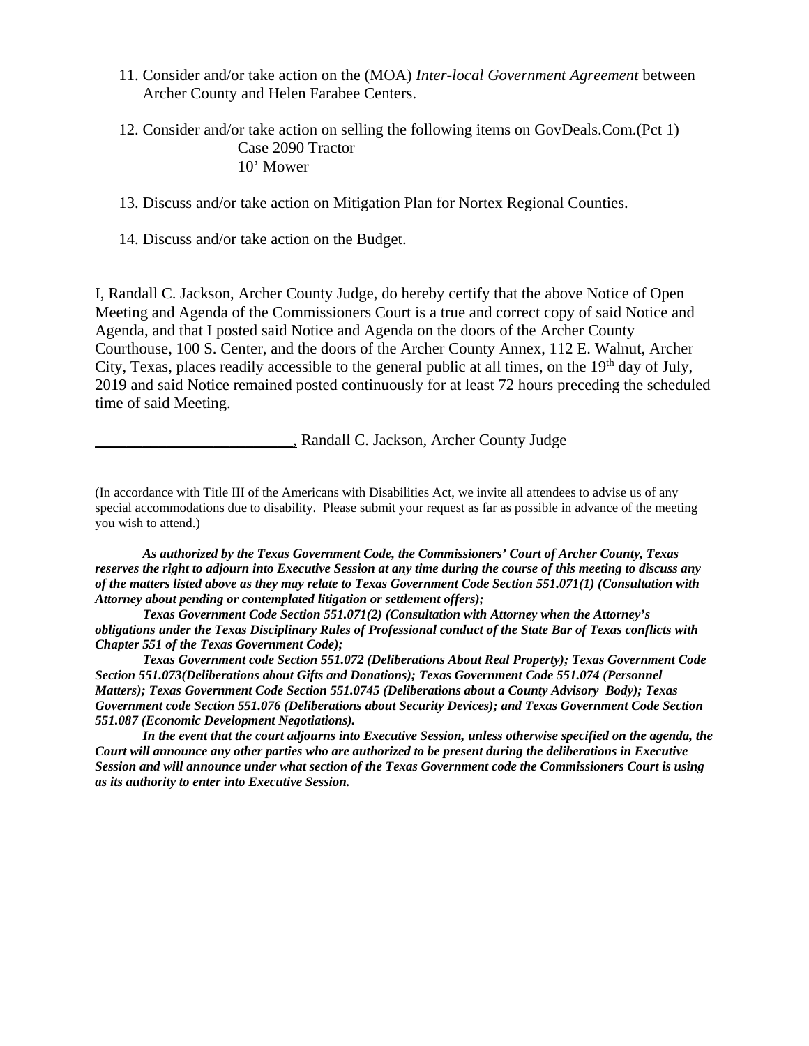11. Consider and/or take action on the (MOA) *Inter-local Government Agreement* between Archer County and Helen Farabee Centers.

12. Consider and/or take action on selling the following items on GovDeals.Com.(Pct 1)
    Case 2090 Tractor
    10' Mower

13. Discuss and/or take action on Mitigation Plan for Nortex Regional Counties.

14. Discuss and/or take action on the Budget.

I, Randall C. Jackson, Archer County Judge, do hereby certify that the above Notice of Open Meeting and Agenda of the Commissioners Court is a true and correct copy of said Notice and Agenda, and that I posted said Notice and Agenda on the doors of the Archer County Courthouse, 100 S. Center, and the doors of the Archer County Annex, 112 E. Walnut, Archer City, Texas, places readily accessible to the general public at all times, on the 19th day of July, 2019 and said Notice remained posted continuously for at least 72 hours preceding the scheduled time of said Meeting.

\_\_\_\_\_\_\_\_\_\_\_\_\_\_\_\_\_\_\_\_\_\_\_\_\_\_, Randall C. Jackson, Archer County Judge

(In accordance with Title III of the Americans with Disabilities Act, we invite all attendees to advise us of any special accommodations due to disability. Please submit your request as far as possible in advance of the meeting you wish to attend.)

***As authorized by the Texas Government Code, the Commissioners' Court of Archer County, Texas reserves the right to adjourn into Executive Session at any time during the course of this meeting to discuss any of the matters listed above as they may relate to Texas Government Code Section 551.071(1) (Consultation with Attorney about pending or contemplated litigation or settlement offers);***

***Texas Government Code Section 551.071(2) (Consultation with Attorney when the Attorney's obligations under the Texas Disciplinary Rules of Professional conduct of the State Bar of Texas conflicts with Chapter 551 of the Texas Government Code);***

***Texas Government code Section 551.072 (Deliberations About Real Property); Texas Government Code Section 551.073(Deliberations about Gifts and Donations); Texas Government Code 551.074 (Personnel Matters); Texas Government Code Section 551.0745 (Deliberations about a County Advisory Body); Texas Government code Section 551.076 (Deliberations about Security Devices); and Texas Government Code Section 551.087 (Economic Development Negotiations).***

***In the event that the court adjourns into Executive Session, unless otherwise specified on the agenda, the Court will announce any other parties who are authorized to be present during the deliberations in Executive Session and will announce under what section of the Texas Government code the Commissioners Court is using as its authority to enter into Executive Session.***